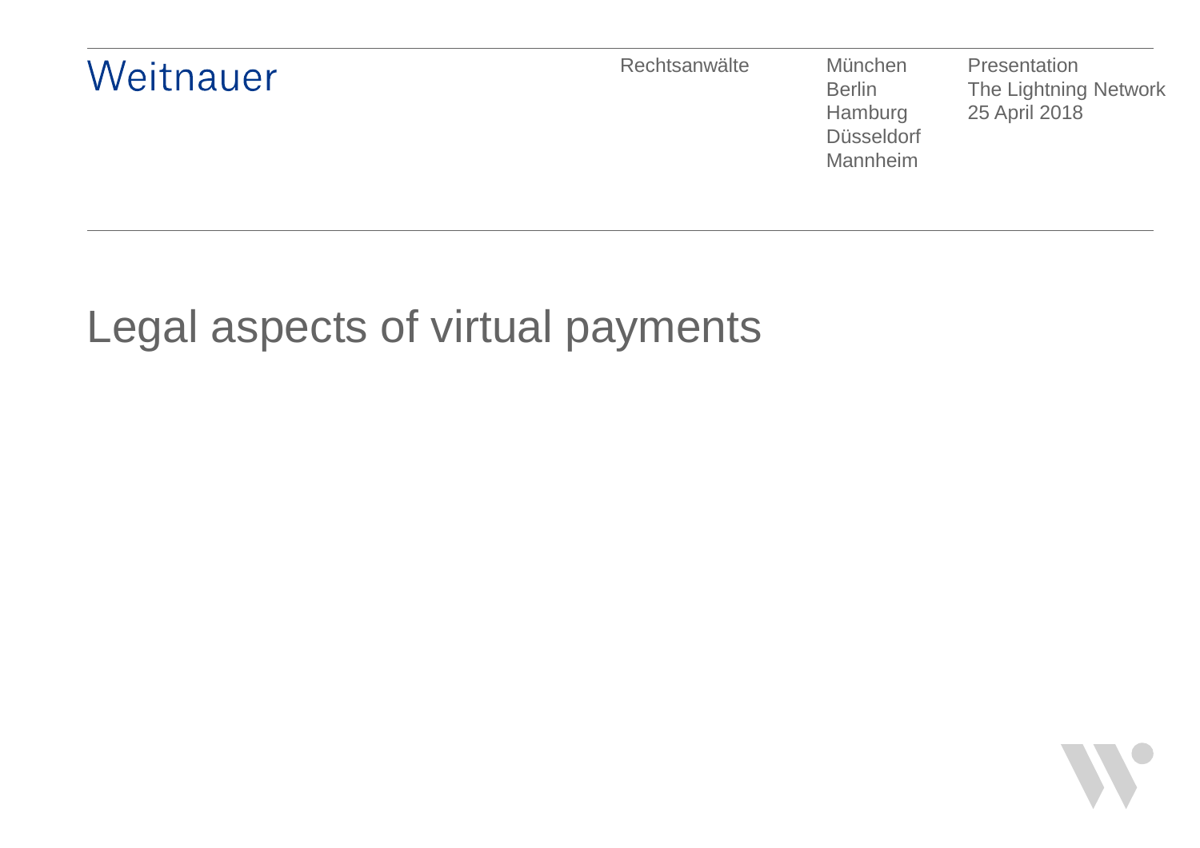Weitnauer

Rechtsanwälte

München
Berlin
Hamburg
Düsseldorf
Mannheim

Presentation
The Lightning Network
25 April 2018

# Legal aspects of virtual payments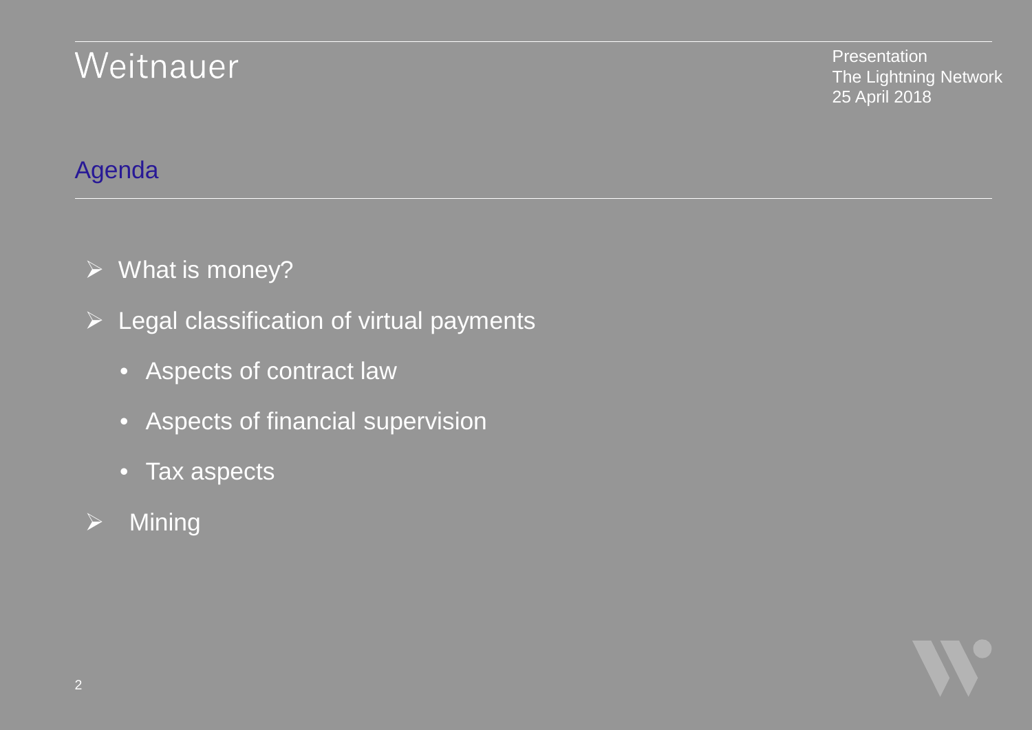## Agenda

- What is money?
- Legal classification of virtual payments
  - Aspects of contract law
  - Aspects of financial supervision
  - Tax aspects
- Mining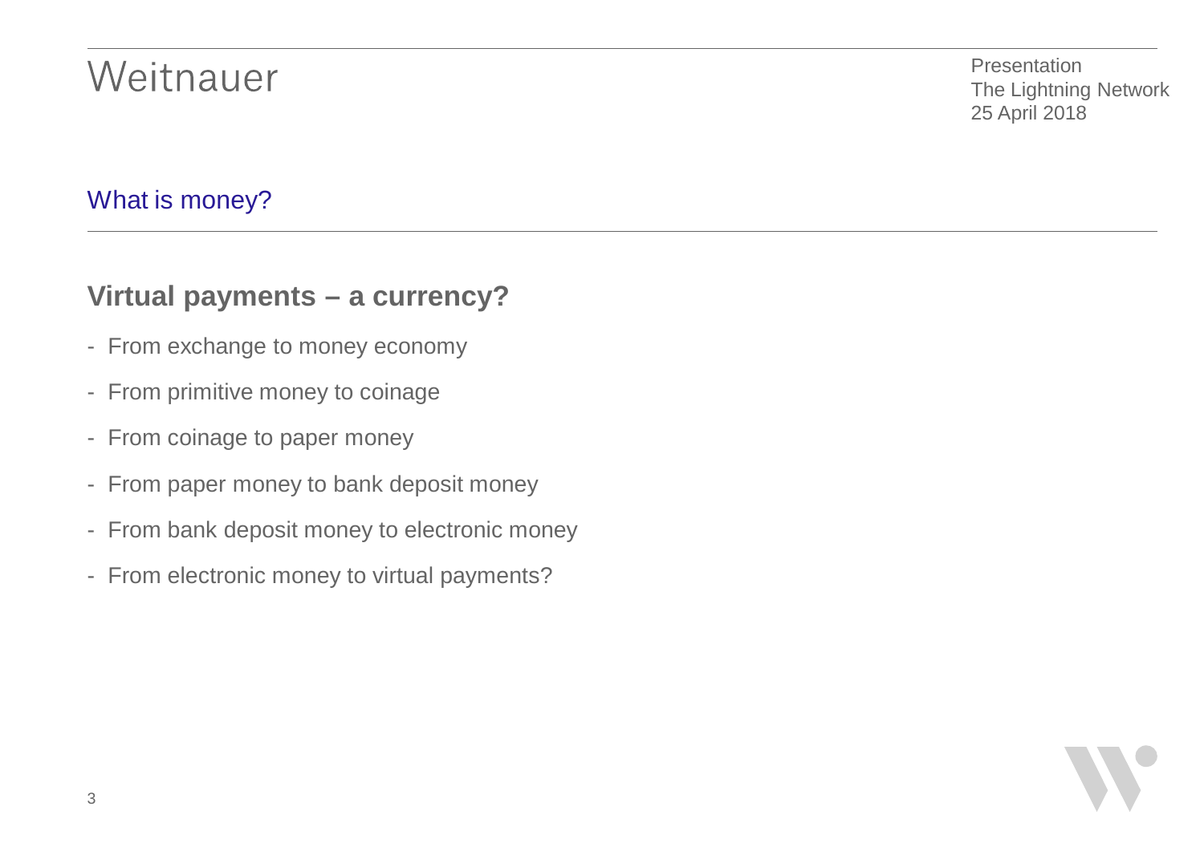## What is money?

### Virtual payments – a currency?

- From exchange to money economy
- From primitive money to coinage
- From coinage to paper money
- From paper money to bank deposit money
- From bank deposit money to electronic money
- From electronic money to virtual payments?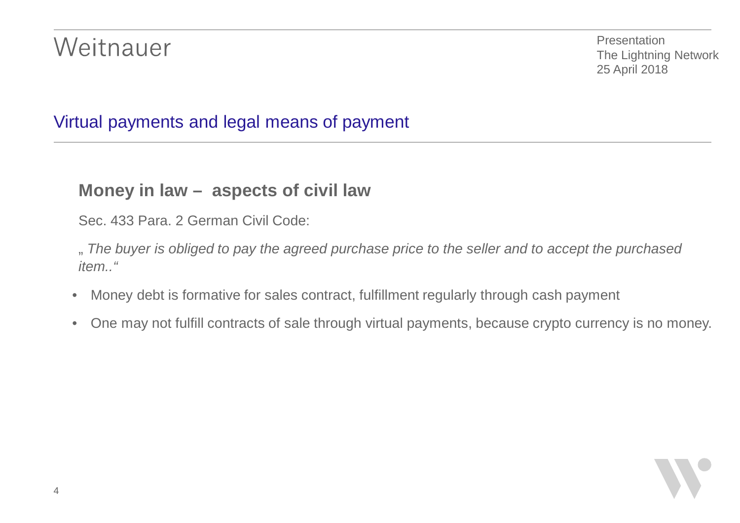## Virtual payments and legal means of payment

### Money in law – aspects of civil law

Sec. 433 Para. 2 German Civil Code:

„ *The buyer is obliged to pay the agreed purchase price to the seller and to accept the purchased item..“*

- Money debt is formative for sales contract, fulfillment regularly through cash payment
- One may not fulfill contracts of sale through virtual payments, because crypto currency is no money.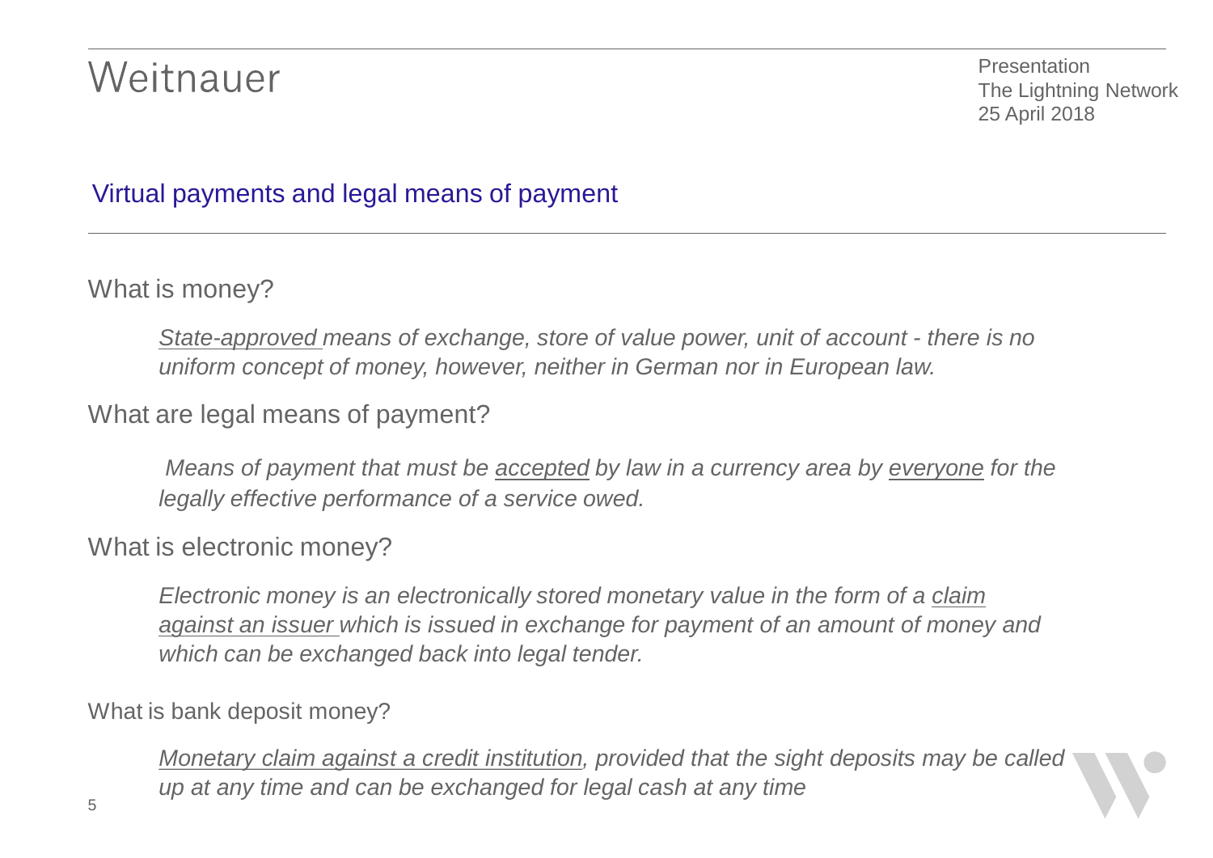## Virtual payments and legal means of payment

What is money?

> *<u>State-approved</u> means of exchange, store of value power, unit of account - there is no uniform concept of money, however, neither in German nor in European law.*

What are legal means of payment?

> *Means of payment that must be <u>accepted</u> by law in a currency area by <u>everyone</u> for the legally effective performance of a service owed.*

What is electronic money?

> *Electronic money is an electronically stored monetary value in the form of a <u>claim against an issuer</u> which is issued in exchange for payment of an amount of money and which can be exchanged back into legal tender.*

What is bank deposit money?

> *<u>Monetary claim against a credit institution</u>, provided that the sight deposits may be called up at any time and can be exchanged for legal cash at any time*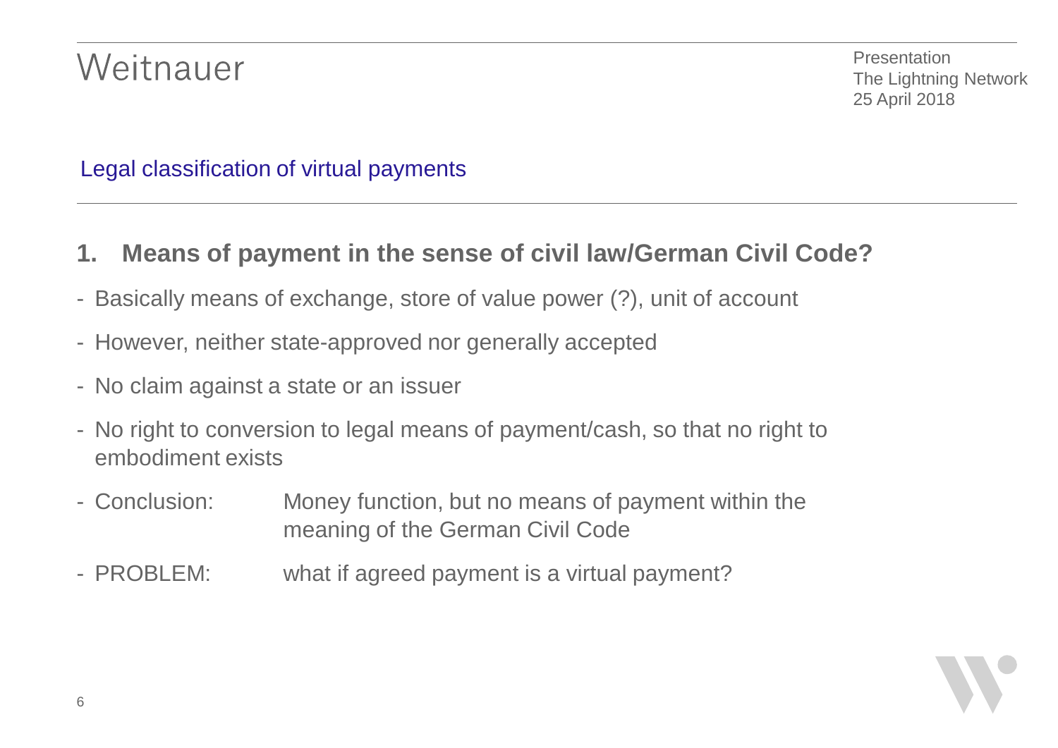## Legal classification of virtual payments

### 1. Means of payment in the sense of civil law/German Civil Code?

- Basically means of exchange, store of value power (?), unit of account
- However, neither state-approved nor generally accepted
- No claim against a state or an issuer
- No right to conversion to legal means of payment/cash, so that no right to embodiment exists
- Conclusion: Money function, but no means of payment within the meaning of the German Civil Code
- PROBLEM: what if agreed payment is a virtual payment?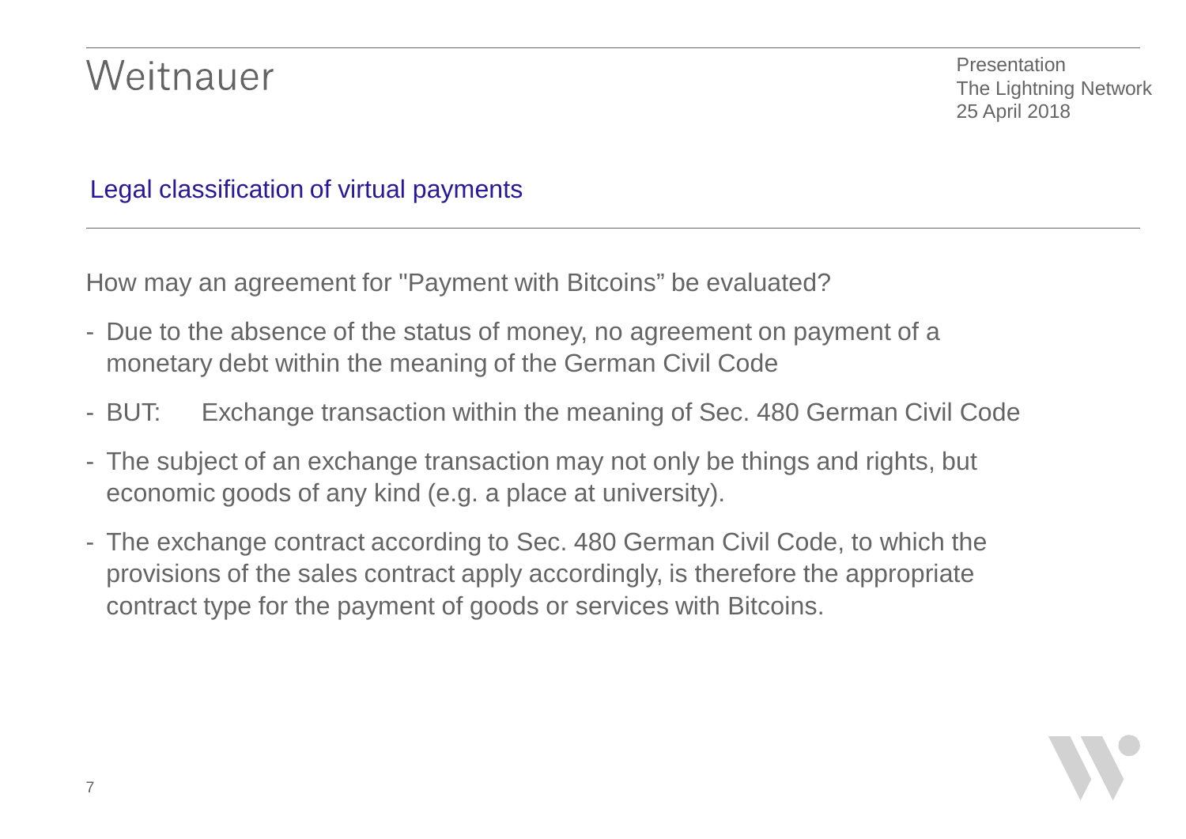## Legal classification of virtual payments

How may an agreement for "Payment with Bitcoins" be evaluated?

- Due to the absence of the status of money, no agreement on payment of a monetary debt within the meaning of the German Civil Code
- BUT: Exchange transaction within the meaning of Sec. 480 German Civil Code
- The subject of an exchange transaction may not only be things and rights, but economic goods of any kind (e.g. a place at university).
- The exchange contract according to Sec. 480 German Civil Code, to which the provisions of the sales contract apply accordingly, is therefore the appropriate contract type for the payment of goods or services with Bitcoins.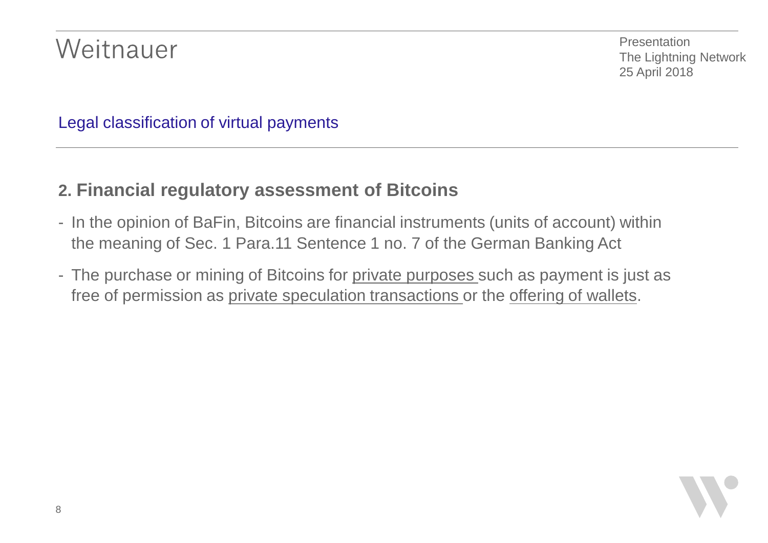## Legal classification of virtual payments

### 2. Financial regulatory assessment of Bitcoins

- In the opinion of BaFin, Bitcoins are financial instruments (units of account) within the meaning of Sec. 1 Para.11 Sentence 1 no. 7 of the German Banking Act
- The purchase or mining of Bitcoins for private purposes such as payment is just as free of permission as private speculation transactions or the offering of wallets.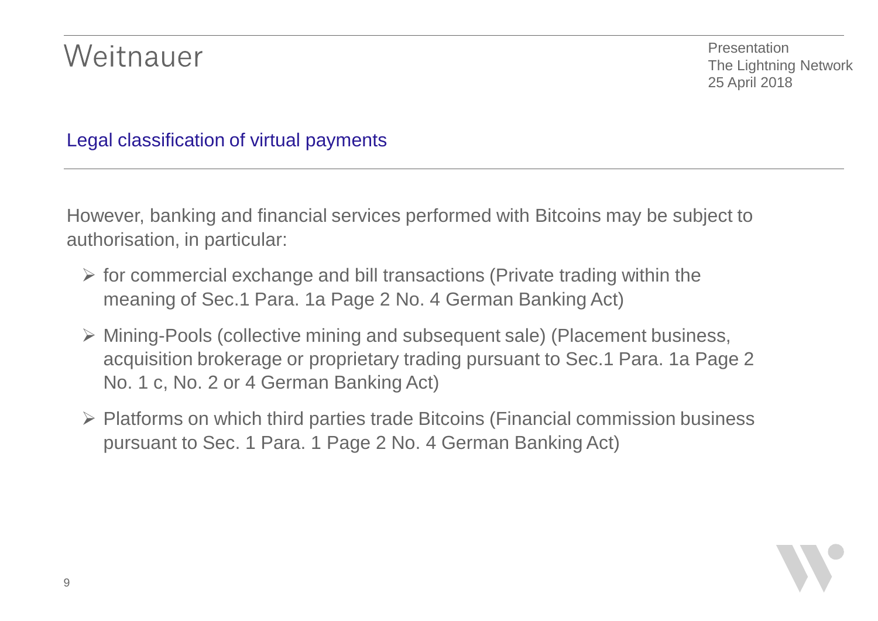## Legal classification of virtual payments

However, banking and financial services performed with Bitcoins may be subject to authorisation, in particular:

- for commercial exchange and bill transactions (Private trading within the meaning of Sec.1 Para. 1a Page 2 No. 4 German Banking Act)
- Mining-Pools (collective mining and subsequent sale) (Placement business, acquisition brokerage or proprietary trading pursuant to Sec.1 Para. 1a Page 2 No. 1 c, No. 2 or 4 German Banking Act)
- Platforms on which third parties trade Bitcoins (Financial commission business pursuant to Sec. 1 Para. 1 Page 2 No. 4 German Banking Act)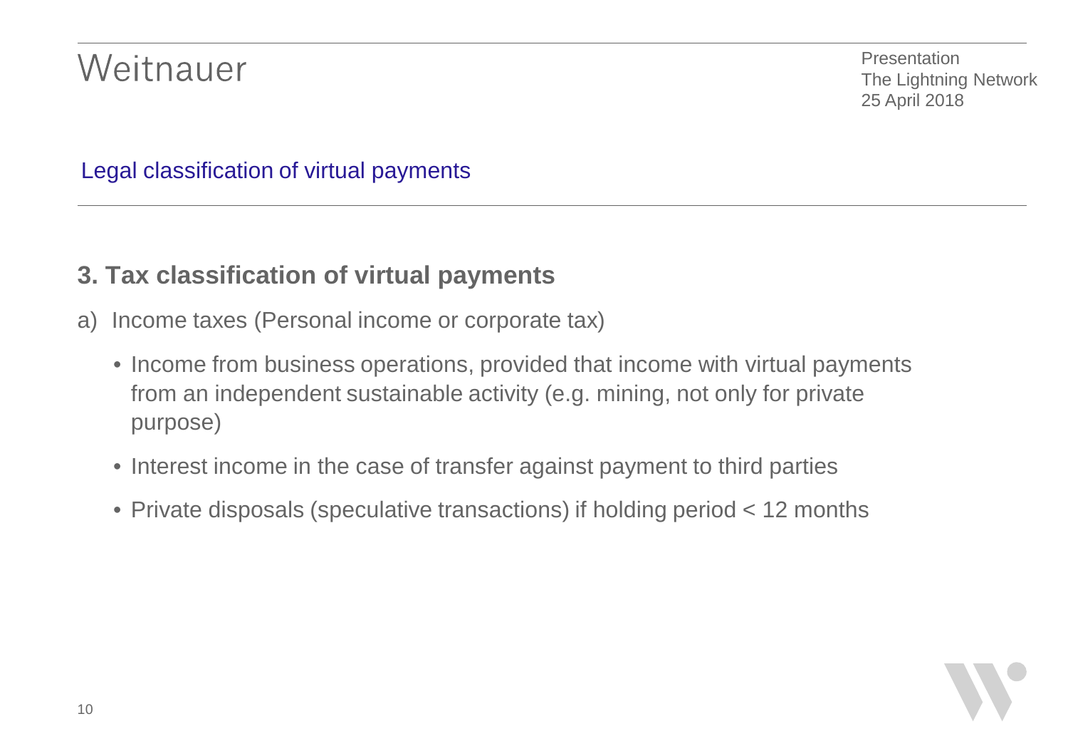## Legal classification of virtual payments

### 3. Tax classification of virtual payments

a) Income taxes (Personal income or corporate tax)

- Income from business operations, provided that income with virtual payments from an independent sustainable activity (e.g. mining, not only for private purpose)
- Interest income in the case of transfer against payment to third parties
- Private disposals (speculative transactions) if holding period < 12 months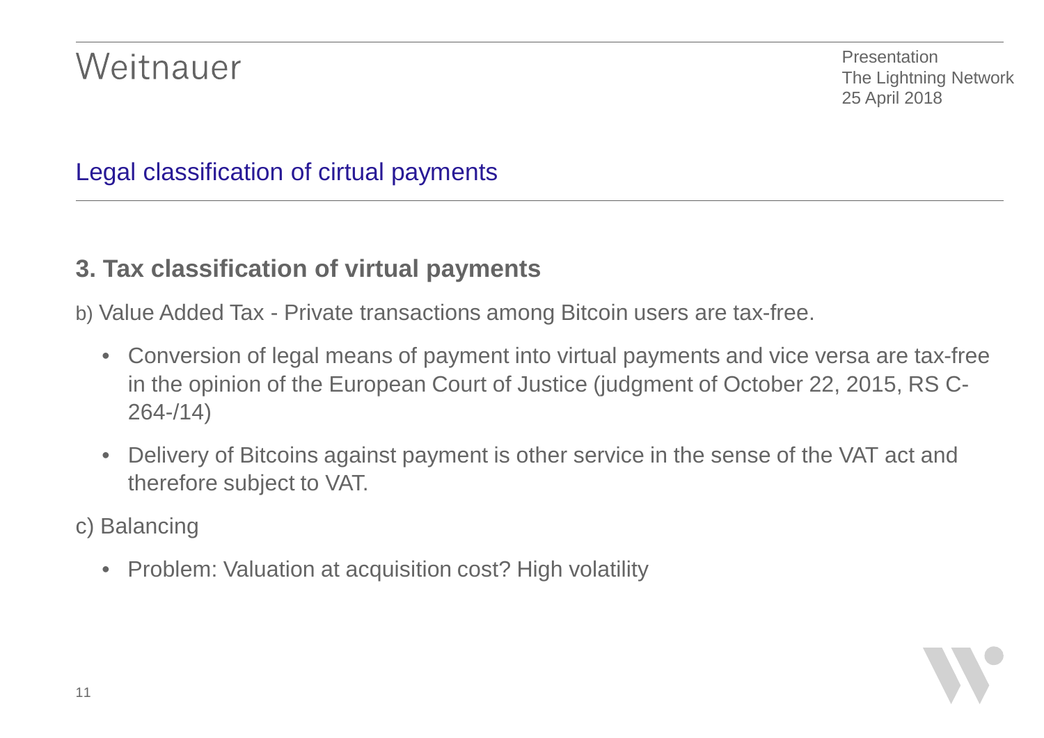## Legal classification of cirtual payments

### 3. Tax classification of virtual payments

b) Value Added Tax - Private transactions among Bitcoin users are tax-free.

- Conversion of legal means of payment into virtual payments and vice versa are tax-free in the opinion of the European Court of Justice (judgment of October 22, 2015, RS C-264-/14)
- Delivery of Bitcoins against payment is other service in the sense of the VAT act and therefore subject to VAT.

c) Balancing

- Problem: Valuation at acquisition cost? High volatility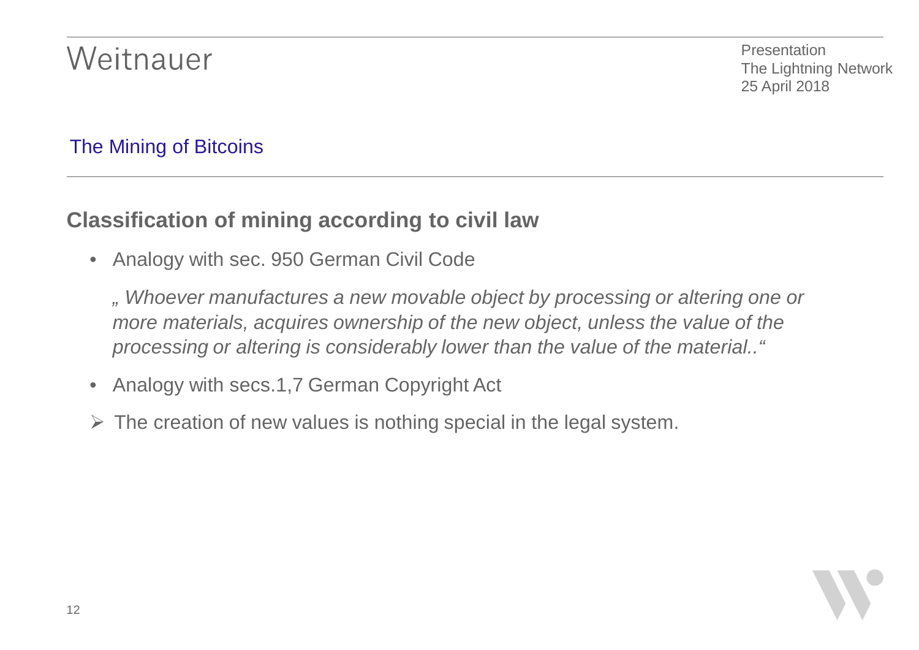## The Mining of Bitcoins

### Classification of mining according to civil law

- Analogy with sec. 950 German Civil Code

  *„ Whoever manufactures a new movable object by processing or altering one or more materials, acquires ownership of the new object, unless the value of the processing or altering is considerably lower than the value of the material..“*

- Analogy with secs.1,7 German Copyright Act

➢ The creation of new values is nothing special in the legal system.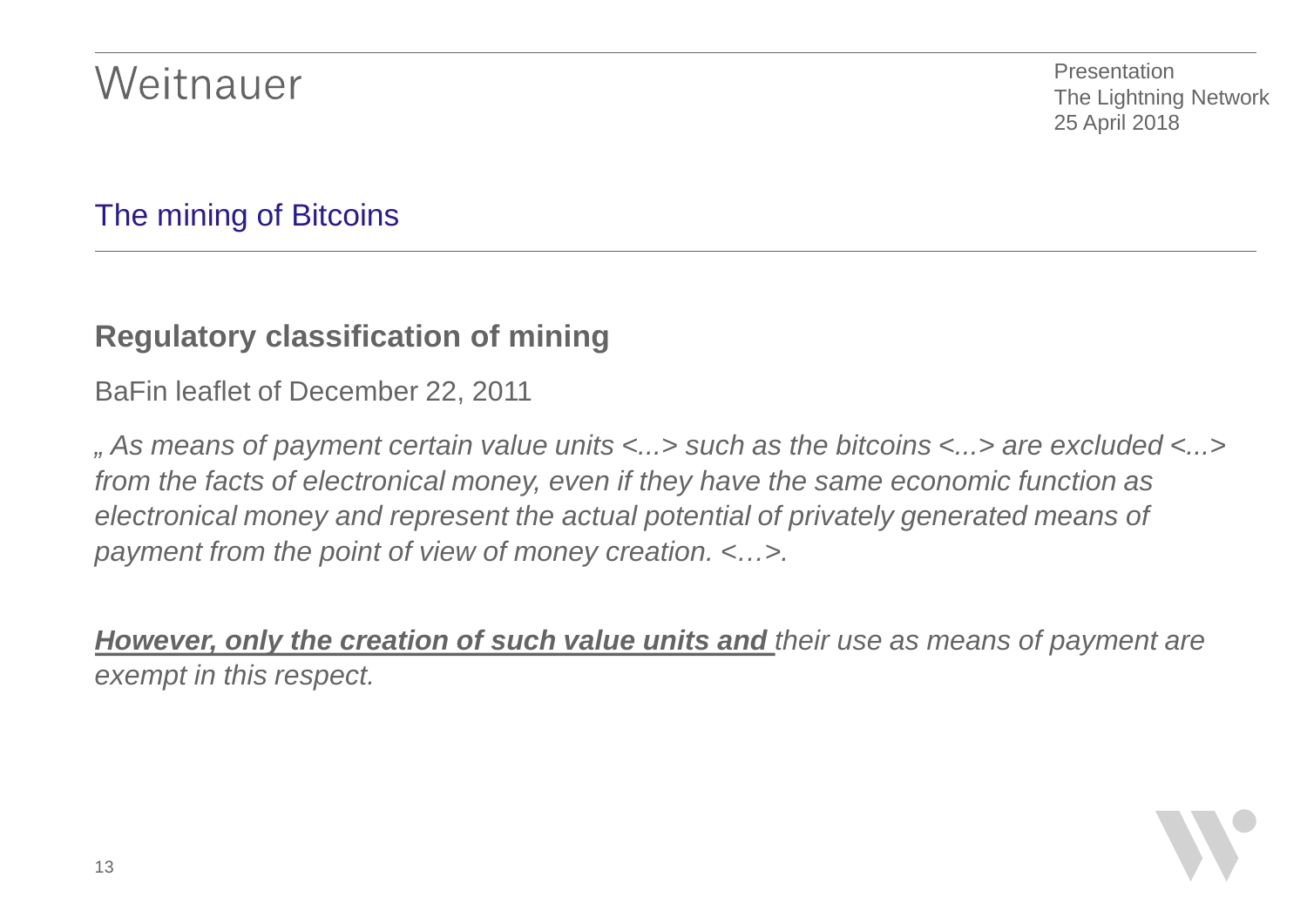## The mining of Bitcoins

### Regulatory classification of mining

BaFin leaflet of December 22, 2011

*„ As means of payment certain value units <...> such as the bitcoins <...> are excluded <...> from the facts of electronical money, even if they have the same economic function as electronical money and represent the actual potential of privately generated means of payment from the point of view of money creation. <…>.*

***<u>However, only the creation of such value units and</u>*** *their use as means of payment are exempt in this respect.*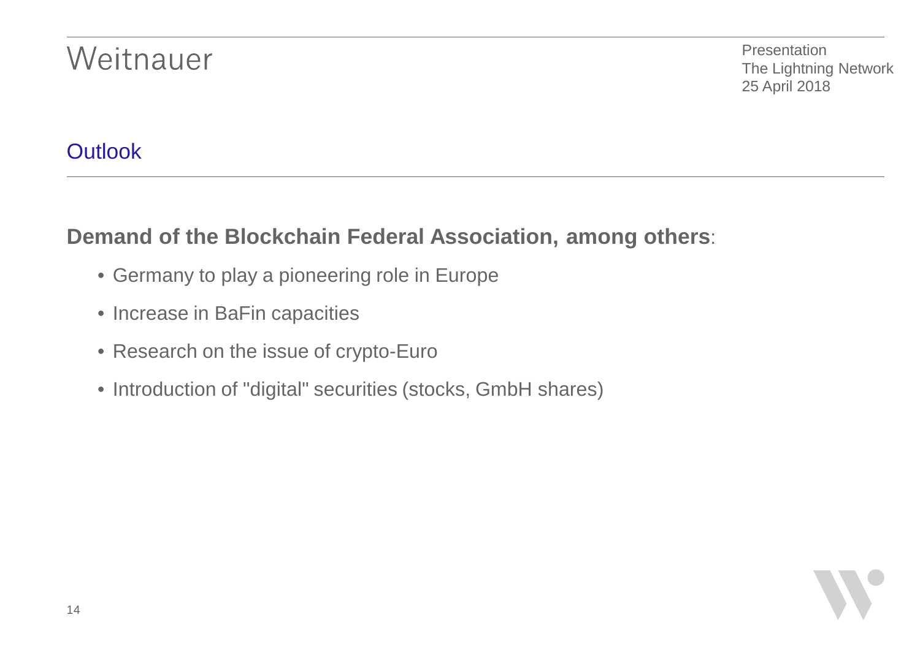## Outlook

**Demand of the Blockchain Federal Association, among others**:

- Germany to play a pioneering role in Europe
- Increase in BaFin capacities
- Research on the issue of crypto-Euro
- Introduction of "digital" securities (stocks, GmbH shares)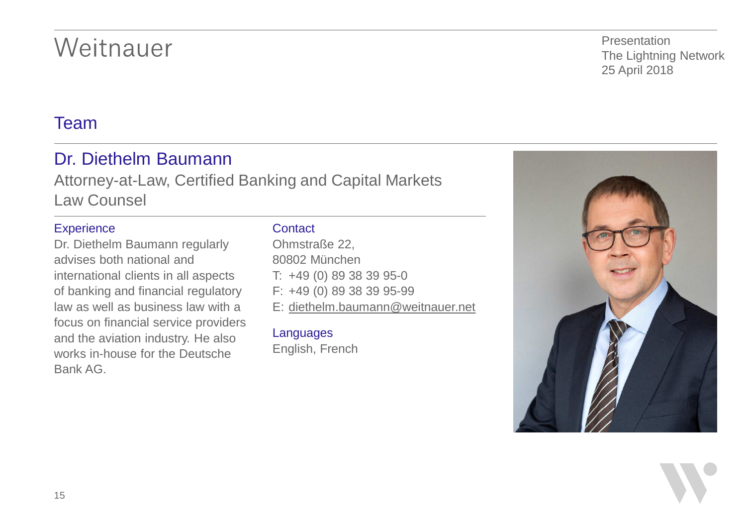# Team

## Dr. Diethelm Baumann

Attorney-at-Law, Certified Banking and Capital Markets Law Counsel

### Experience

Dr. Diethelm Baumann regularly advises both national and international clients in all aspects of banking and financial regulatory law as well as business law with a focus on financial service providers and the aviation industry. He also works in-house for the Deutsche Bank AG.

### Contact

Ohmstraße 22,
80802 München
T: +49 (0) 89 38 39 95-0
F: +49 (0) 89 38 39 95-99
E: diethelm.baumann@weitnauer.net

### Languages

English, French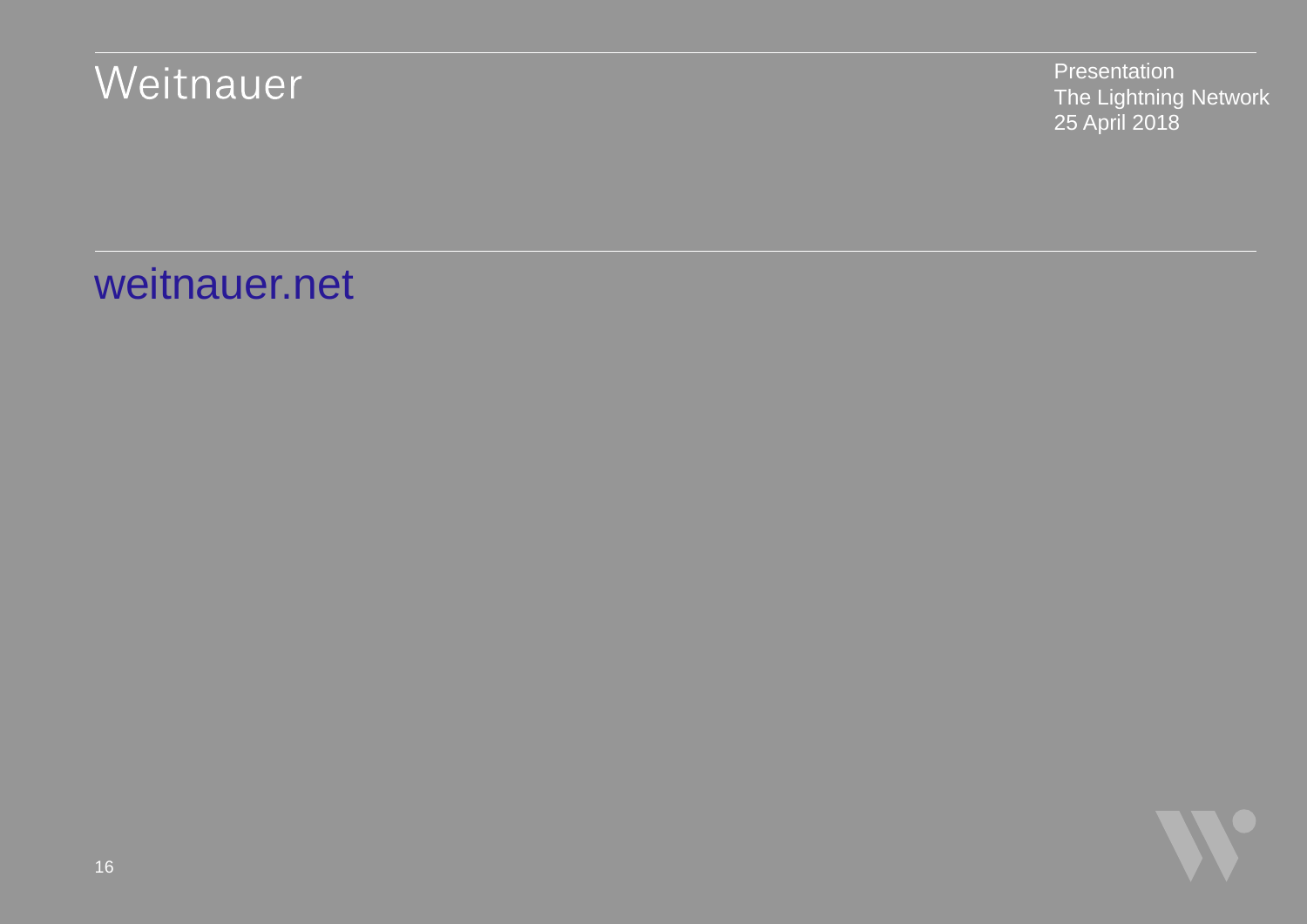weitnauer.net